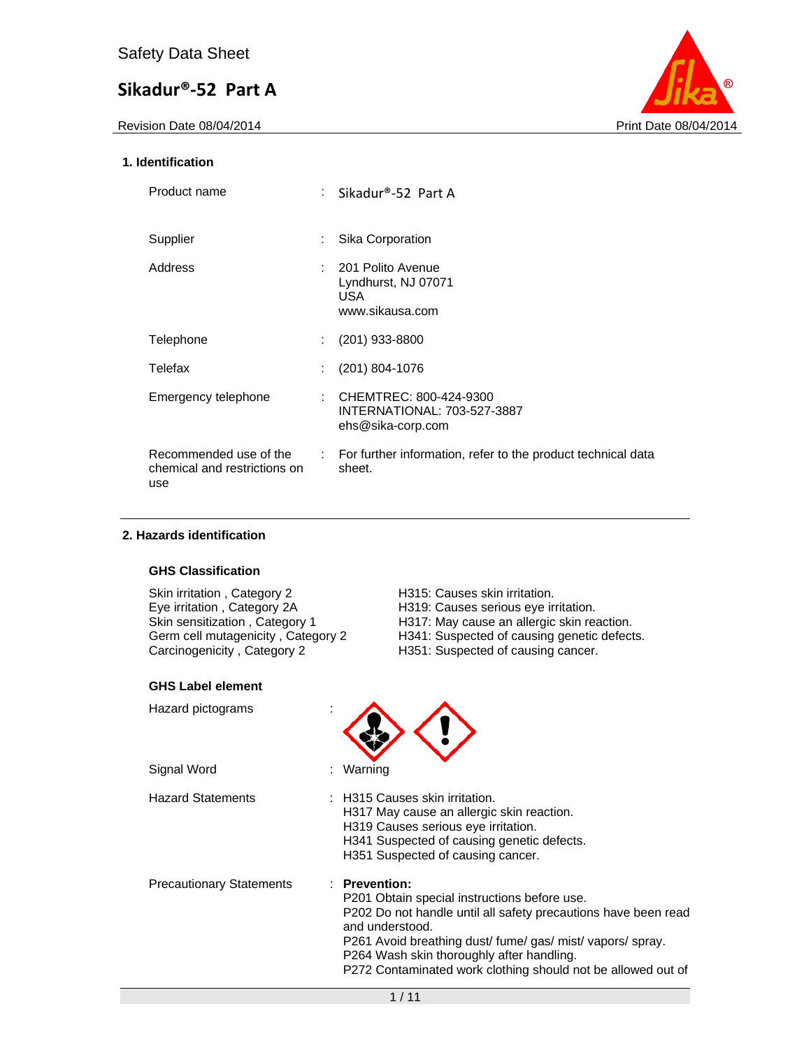Safety Data Sheet

# Sikadur®-52 Part A

Revision Date 08/04/2014 | Print Date 08/04/2014

## 1. Identification

| | |
|---|---|
| Product name | : Sikadur®-52 Part A |
| Supplier | : Sika Corporation |
| Address | : 201 Polito Avenue<br>Lyndhurst, NJ 07071<br>USA<br>www.sikausa.com |
| Telephone | : (201) 933-8800 |
| Telefax | : (201) 804-1076 |
| Emergency telephone | : CHEMTREC: 800-424-9300<br>INTERNATIONAL: 703-527-3887<br>ehs@sika-corp.com |
| Recommended use of the chemical and restrictions on use | : For further information, refer to the product technical data sheet. |

## 2. Hazards identification

### GHS Classification

| | |
|---|---|
| Skin irritation , Category 2 | H315: Causes skin irritation. |
| Eye irritation , Category 2A | H319: Causes serious eye irritation. |
| Skin sensitization , Category 1 | H317: May cause an allergic skin reaction. |
| Germ cell mutagenicity , Category 2 | H341: Suspected of causing genetic defects. |
| Carcinogenicity , Category 2 | H351: Suspected of causing cancer. |

### GHS Label element

Hazard pictograms :

Signal Word : Warning

Hazard Statements :
H315 Causes skin irritation.
H317 May cause an allergic skin reaction.
H319 Causes serious eye irritation.
H341 Suspected of causing genetic defects.
H351 Suspected of causing cancer.

Precautionary Statements :

**Prevention:**
P201 Obtain special instructions before use.
P202 Do not handle until all safety precautions have been read and understood.
P261 Avoid breathing dust/ fume/ gas/ mist/ vapors/ spray.
P264 Wash skin thoroughly after handling.
P272 Contaminated work clothing should not be allowed out of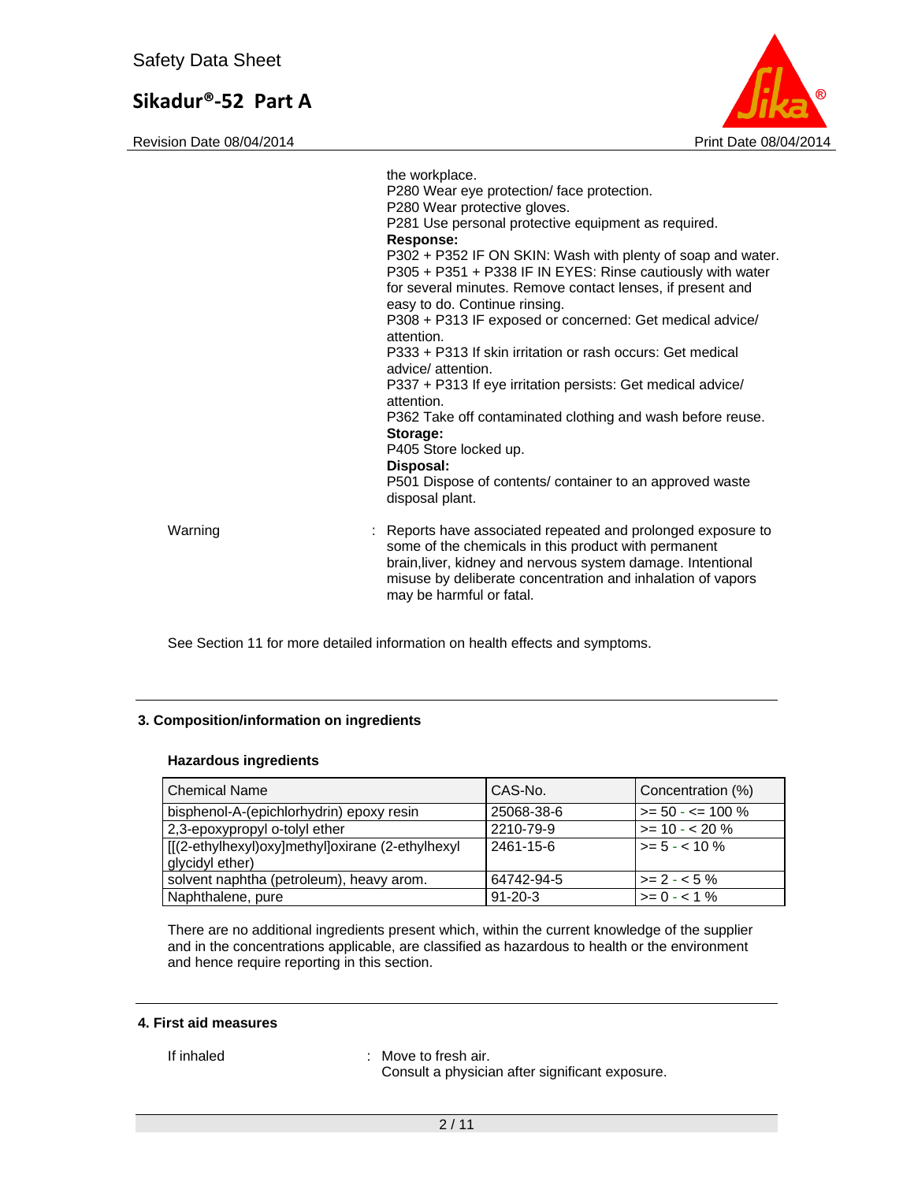the workplace.
P280 Wear eye protection/ face protection.
P280 Wear protective gloves.
P281 Use personal protective equipment as required.

**Response:**

P302 + P352 IF ON SKIN: Wash with plenty of soap and water.
P305 + P351 + P338 IF IN EYES: Rinse cautiously with water for several minutes. Remove contact lenses, if present and easy to do. Continue rinsing.
P308 + P313 IF exposed or concerned: Get medical advice/ attention.
P333 + P313 If skin irritation or rash occurs: Get medical advice/ attention.
P337 + P313 If eye irritation persists: Get medical advice/ attention.
P362 Take off contaminated clothing and wash before reuse.

**Storage:**

P405 Store locked up.

**Disposal:**

P501 Dispose of contents/ container to an approved waste disposal plant.

Warning : Reports have associated repeated and prolonged exposure to some of the chemicals in this product with permanent brain,liver, kidney and nervous system damage. Intentional misuse by deliberate concentration and inhalation of vapors may be harmful or fatal.

See Section 11 for more detailed information on health effects and symptoms.

## 3. Composition/information on ingredients

### Hazardous ingredients

| Chemical Name | CAS-No. | Concentration (%) |
|---|---|---|
| bisphenol-A-(epichlorhydrin) epoxy resin | 25068-38-6 | >= 50 - <= 100 % |
| 2,3-epoxypropyl o-tolyl ether | 2210-79-9 | >= 10 - < 20 % |
| [[(2-ethylhexyl)oxy]methyl]oxirane (2-ethylhexyl glycidyl ether) | 2461-15-6 | >= 5 - < 10 % |
| solvent naphtha (petroleum), heavy arom. | 64742-94-5 | >= 2 - < 5 % |
| Naphthalene, pure | 91-20-3 | >= 0 - < 1 % |

There are no additional ingredients present which, within the current knowledge of the supplier and in the concentrations applicable, are classified as hazardous to health or the environment and hence require reporting in this section.

## 4. First aid measures

If inhaled : Move to fresh air.
Consult a physician after significant exposure.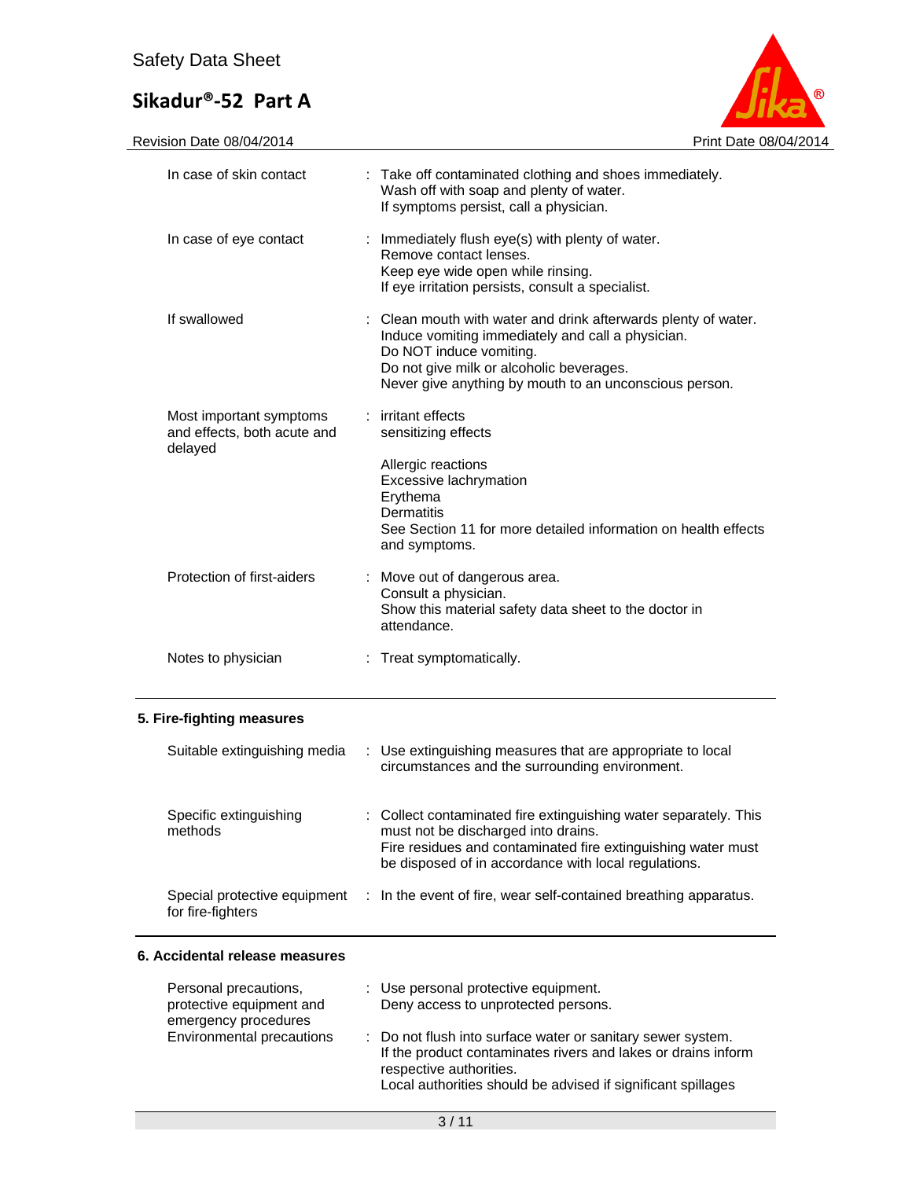| | |
|---|---|
| In case of skin contact | : Take off contaminated clothing and shoes immediately.<br>Wash off with soap and plenty of water.<br>If symptoms persist, call a physician. |
| In case of eye contact | : Immediately flush eye(s) with plenty of water.<br>Remove contact lenses.<br>Keep eye wide open while rinsing.<br>If eye irritation persists, consult a specialist. |
| If swallowed | : Clean mouth with water and drink afterwards plenty of water.<br>Induce vomiting immediately and call a physician.<br>Do NOT induce vomiting.<br>Do not give milk or alcoholic beverages.<br>Never give anything by mouth to an unconscious person. |
| Most important symptoms and effects, both acute and delayed | : irritant effects<br>sensitizing effects<br><br>Allergic reactions<br>Excessive lachrymation<br>Erythema<br>Dermatitis<br>See Section 11 for more detailed information on health effects and symptoms. |
| Protection of first-aiders | : Move out of dangerous area.<br>Consult a physician.<br>Show this material safety data sheet to the doctor in attendance. |
| Notes to physician | : Treat symptomatically. |

## 5. Fire-fighting measures

| | |
|---|---|
| Suitable extinguishing media | : Use extinguishing measures that are appropriate to local circumstances and the surrounding environment. |
| Specific extinguishing methods | : Collect contaminated fire extinguishing water separately. This must not be discharged into drains.<br>Fire residues and contaminated fire extinguishing water must be disposed of in accordance with local regulations. |
| Special protective equipment for fire-fighters | : In the event of fire, wear self-contained breathing apparatus. |

## 6. Accidental release measures

| | |
|---|---|
| Personal precautions, protective equipment and emergency procedures | : Use personal protective equipment.<br>Deny access to unprotected persons. |
| Environmental precautions | : Do not flush into surface water or sanitary sewer system.<br>If the product contaminates rivers and lakes or drains inform respective authorities.<br>Local authorities should be advised if significant spillages |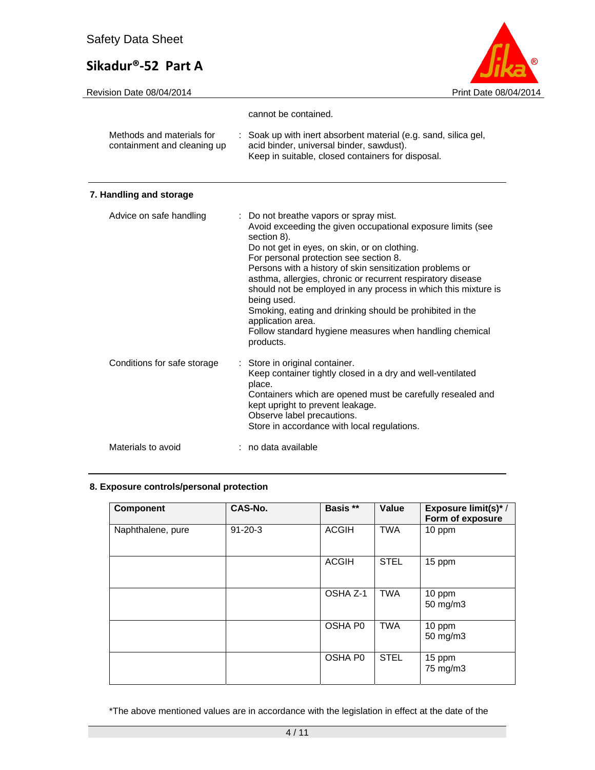cannot be contained.

| | |
|---|---|
| Methods and materials for containment and cleaning up | : Soak up with inert absorbent material (e.g. sand, silica gel, acid binder, universal binder, sawdust).<br>Keep in suitable, closed containers for disposal. |

## 7. Handling and storage

| | |
|---|---|
| Advice on safe handling | : Do not breathe vapors or spray mist.<br>Avoid exceeding the given occupational exposure limits (see section 8).<br>Do not get in eyes, on skin, or on clothing.<br>For personal protection see section 8.<br>Persons with a history of skin sensitization problems or asthma, allergies, chronic or recurrent respiratory disease should not be employed in any process in which this mixture is being used.<br>Smoking, eating and drinking should be prohibited in the application area.<br>Follow standard hygiene measures when handling chemical products. |
| Conditions for safe storage | : Store in original container.<br>Keep container tightly closed in a dry and well-ventilated place.<br>Containers which are opened must be carefully resealed and kept upright to prevent leakage.<br>Observe label precautions.<br>Store in accordance with local regulations. |
| Materials to avoid | : no data available |

## 8. Exposure controls/personal protection

| Component | CAS-No. | Basis ** | Value | Exposure limit(s)* / Form of exposure |
|---|---|---|---|---|
| Naphthalene, pure | 91-20-3 | ACGIH | TWA | 10 ppm |
| | | ACGIH | STEL | 15 ppm |
| | | OSHA Z-1 | TWA | 10 ppm<br>50 mg/m3 |
| | | OSHA P0 | TWA | 10 ppm<br>50 mg/m3 |
| | | OSHA P0 | STEL | 15 ppm<br>75 mg/m3 |

*The above mentioned values are in accordance with the legislation in effect at the date of the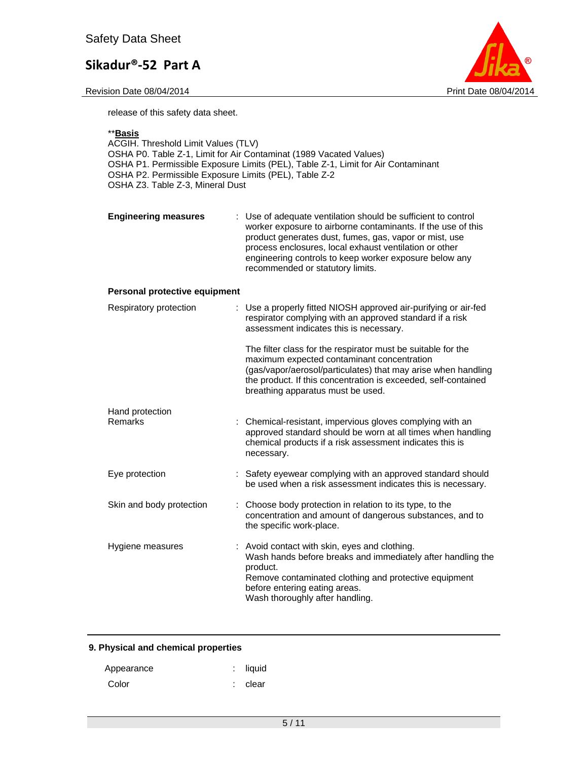release of this safety data sheet.

**Basis
ACGIH. Threshold Limit Values (TLV)
OSHA P0. Table Z-1, Limit for Air Contaminat (1989 Vacated Values)
OSHA P1. Permissible Exposure Limits (PEL), Table Z-1, Limit for Air Contaminant
OSHA P2. Permissible Exposure Limits (PEL), Table Z-2
OSHA Z3. Table Z-3, Mineral Dust

**Engineering measures** : Use of adequate ventilation should be sufficient to control worker exposure to airborne contaminants. If the use of this product generates dust, fumes, gas, vapor or mist, use process enclosures, local exhaust ventilation or other engineering controls to keep worker exposure below any recommended or statutory limits.

**Personal protective equipment**

Respiratory protection : Use a properly fitted NIOSH approved air-purifying or air-fed respirator complying with an approved standard if a risk assessment indicates this is necessary.

The filter class for the respirator must be suitable for the maximum expected contaminant concentration (gas/vapor/aerosol/particulates) that may arise when handling the product. If this concentration is exceeded, self-contained breathing apparatus must be used.

Hand protection
Remarks : Chemical-resistant, impervious gloves complying with an approved standard should be worn at all times when handling chemical products if a risk assessment indicates this is necessary.

Eye protection : Safety eyewear complying with an approved standard should be used when a risk assessment indicates this is necessary.

Skin and body protection : Choose body protection in relation to its type, to the concentration and amount of dangerous substances, and to the specific work-place.

Hygiene measures : Avoid contact with skin, eyes and clothing.
Wash hands before breaks and immediately after handling the product.
Remove contaminated clothing and protective equipment before entering eating areas.
Wash thoroughly after handling.

## 9. Physical and chemical properties

Appearance : liquid

Color : clear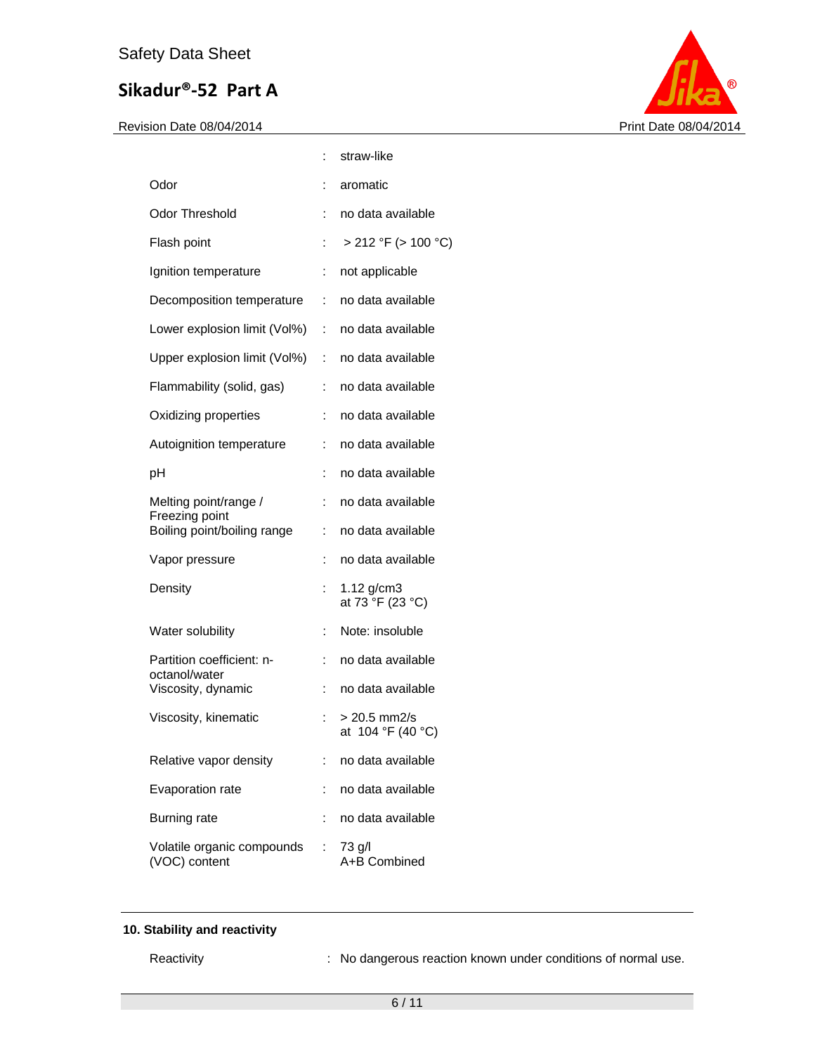| | | |
|---|---|---|
| | : | straw-like |
| Odor | : | aromatic |
| Odor Threshold | : | no data available |
| Flash point | : | > 212 °F (> 100 °C) |
| Ignition temperature | : | not applicable |
| Decomposition temperature | : | no data available |
| Lower explosion limit (Vol%) | : | no data available |
| Upper explosion limit (Vol%) | : | no data available |
| Flammability (solid, gas) | : | no data available |
| Oxidizing properties | : | no data available |
| Autoignition temperature | : | no data available |
| pH | : | no data available |
| Melting point/range / Freezing point | : | no data available |
| Boiling point/boiling range | : | no data available |
| Vapor pressure | : | no data available |
| Density | : | 1.12 g/cm3 at 73 °F (23 °C) |
| Water solubility | : | Note: insoluble |
| Partition coefficient: n-octanol/water | : | no data available |
| Viscosity, dynamic | : | no data available |
| Viscosity, kinematic | : | > 20.5 mm2/s at 104 °F (40 °C) |
| Relative vapor density | : | no data available |
| Evaporation rate | : | no data available |
| Burning rate | : | no data available |
| Volatile organic compounds (VOC) content | : | 73 g/l A+B Combined |

## 10. Stability and reactivity

| | | |
|---|---|---|
| Reactivity | : | No dangerous reaction known under conditions of normal use. |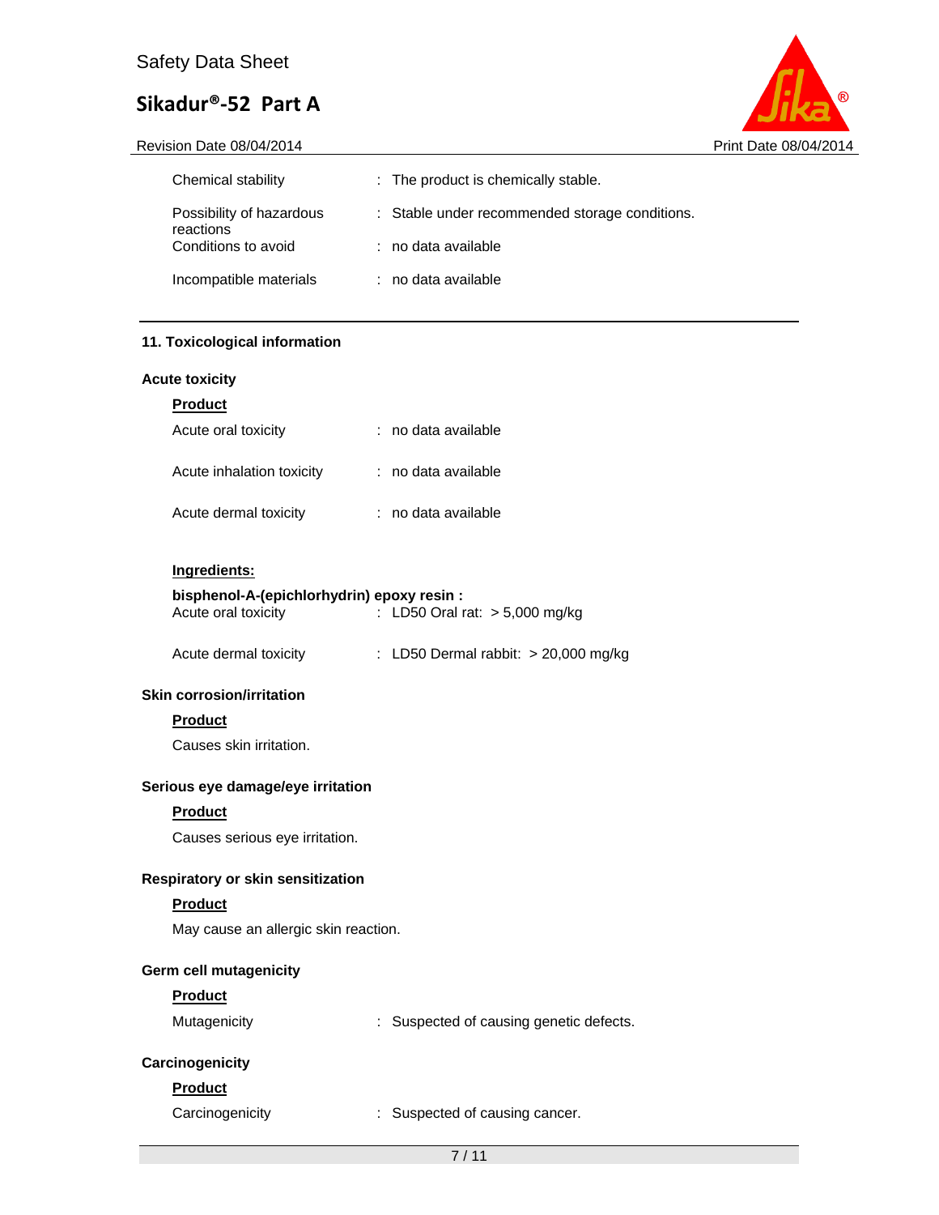| | | |
|---|---|---|
| Chemical stability | : | The product is chemically stable. |
| Possibility of hazardous reactions | : | Stable under recommended storage conditions. |
| Conditions to avoid | : | no data available |
| Incompatible materials | : | no data available |

## 11. Toxicological information

### Acute toxicity

**Product**

| | | |
|---|---|---|
| Acute oral toxicity | : | no data available |
| Acute inhalation toxicity | : | no data available |
| Acute dermal toxicity | : | no data available |

**Ingredients:**

**bisphenol-A-(epichlorhydrin) epoxy resin :**

| | | |
|---|---|---|
| Acute oral toxicity | : | LD50 Oral rat: > 5,000 mg/kg |
| Acute dermal toxicity | : | LD50 Dermal rabbit: > 20,000 mg/kg |

### Skin corrosion/irritation

**Product**

Causes skin irritation.

### Serious eye damage/eye irritation

**Product**

Causes serious eye irritation.

### Respiratory or skin sensitization

**Product**

May cause an allergic skin reaction.

### Germ cell mutagenicity

**Product**

| | | |
|---|---|---|
| Mutagenicity | : | Suspected of causing genetic defects. |

### Carcinogenicity

**Product**

| | | |
|---|---|---|
| Carcinogenicity | : | Suspected of causing cancer. |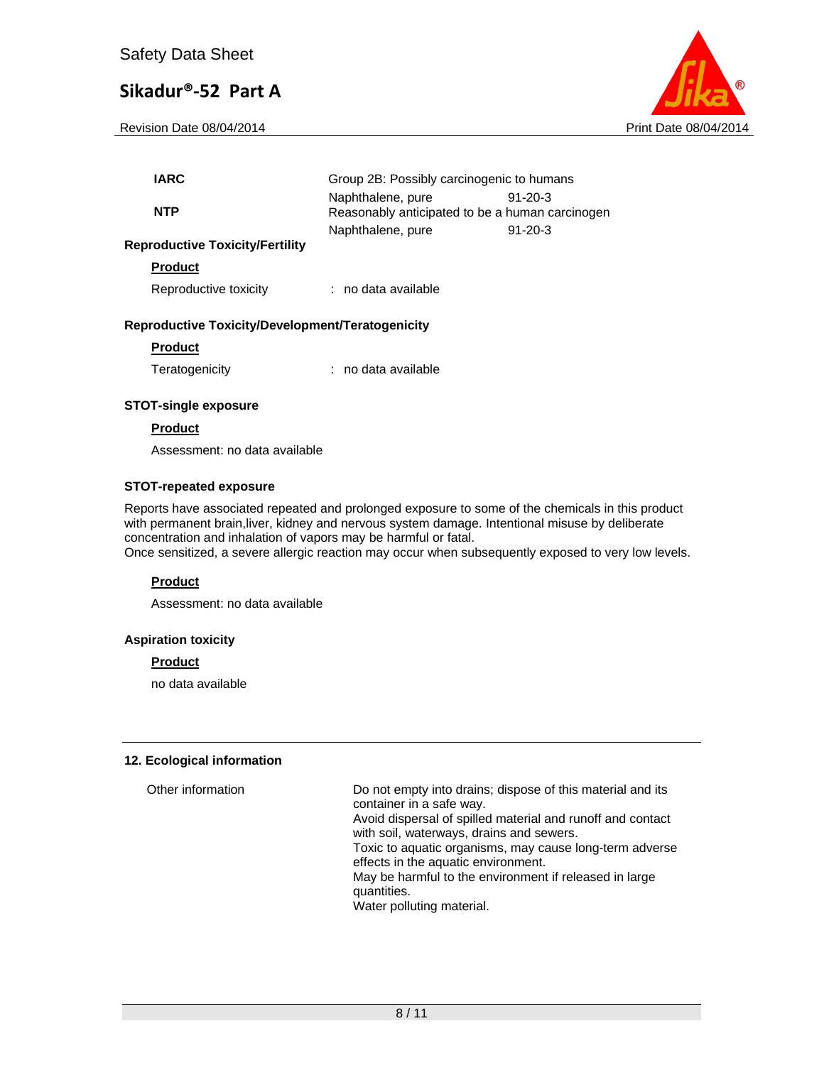**IARC** Group 2B: Possibly carcinogenic to humans

| | | |
|---|---|---|
| | Naphthalene, pure | 91-20-3 |

**NTP** Reasonably anticipated to be a human carcinogen

| | | |
|---|---|---|
| | Naphthalene, pure | 91-20-3 |

### Reproductive Toxicity/Fertility

**Product**

Reproductive toxicity : no data available

### Reproductive Toxicity/Development/Teratogenicity

**Product**

Teratogenicity : no data available

### STOT-single exposure

**Product**

Assessment: no data available

### STOT-repeated exposure

Reports have associated repeated and prolonged exposure to some of the chemicals in this product with permanent brain,liver, kidney and nervous system damage. Intentional misuse by deliberate concentration and inhalation of vapors may be harmful or fatal.
Once sensitized, a severe allergic reaction may occur when subsequently exposed to very low levels.

**Product**

Assessment: no data available

### Aspiration toxicity

**Product**

no data available

## 12. Ecological information

Other information

Do not empty into drains; dispose of this material and its container in a safe way.
Avoid dispersal of spilled material and runoff and contact with soil, waterways, drains and sewers.
Toxic to aquatic organisms, may cause long-term adverse effects in the aquatic environment.
May be harmful to the environment if released in large quantities.
Water polluting material.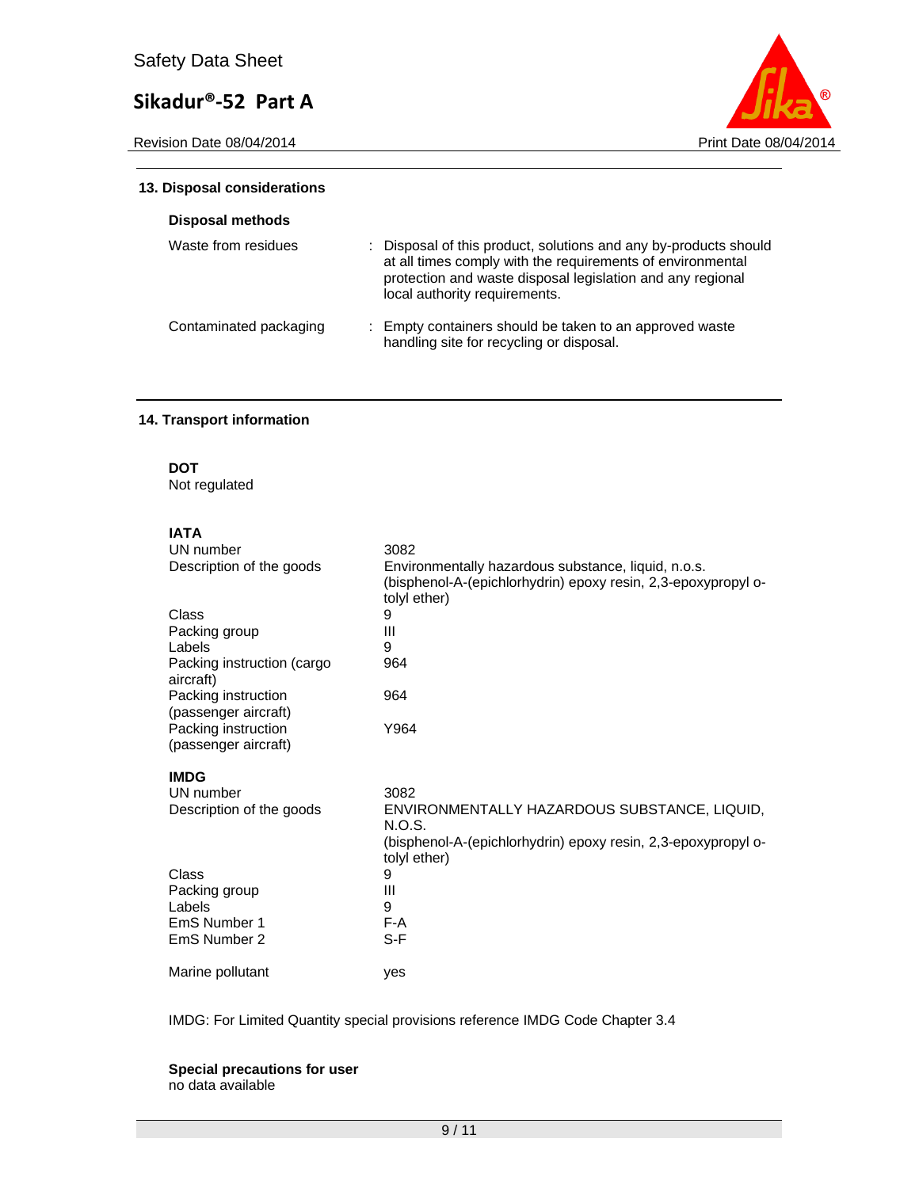## 13. Disposal considerations

**Disposal methods**

| | |
|---|---|
| Waste from residues | : Disposal of this product, solutions and any by-products should at all times comply with the requirements of environmental protection and waste disposal legislation and any regional local authority requirements. |
| Contaminated packaging | : Empty containers should be taken to an approved waste handling site for recycling or disposal. |

## 14. Transport information

**DOT**
Not regulated

**IATA**

| | |
|---|---|
| UN number | 3082 |
| Description of the goods | Environmentally hazardous substance, liquid, n.o.s. (bisphenol-A-(epichlorhydrin) epoxy resin, 2,3-epoxypropyl o-tolyl ether) |
| Class | 9 |
| Packing group | III |
| Labels | 9 |
| Packing instruction (cargo aircraft) | 964 |
| Packing instruction (passenger aircraft) | 964 |
| Packing instruction (passenger aircraft) | Y964 |

**IMDG**

| | |
|---|---|
| UN number | 3082 |
| Description of the goods | ENVIRONMENTALLY HAZARDOUS SUBSTANCE, LIQUID, N.O.S. (bisphenol-A-(epichlorhydrin) epoxy resin, 2,3-epoxypropyl o-tolyl ether) |
| Class | 9 |
| Packing group | III |
| Labels | 9 |
| EmS Number 1 | F-A |
| EmS Number 2 | S-F |
| Marine pollutant | yes |

IMDG: For Limited Quantity special provisions reference IMDG Code Chapter 3.4

**Special precautions for user**
no data available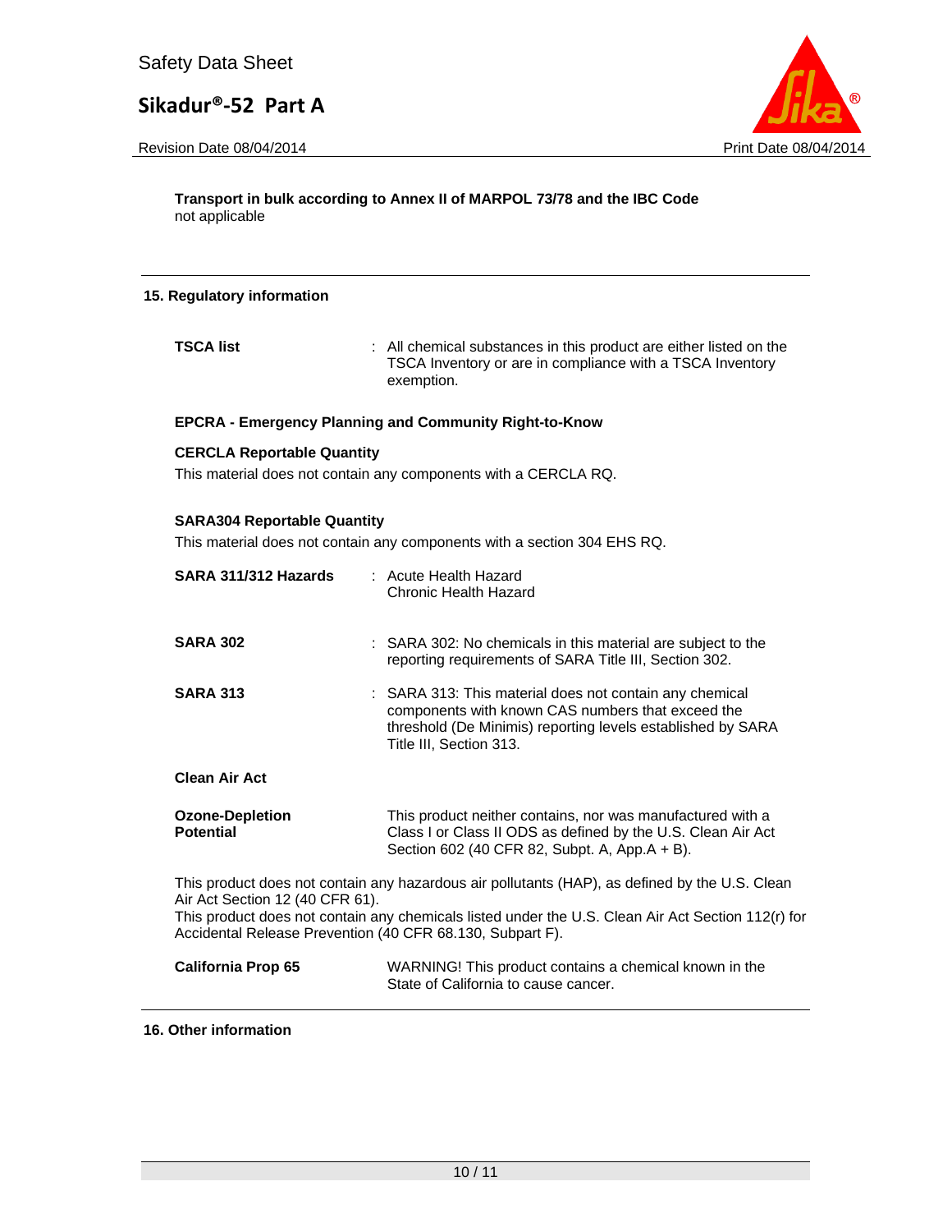**Transport in bulk according to Annex II of MARPOL 73/78 and the IBC Code**
not applicable

## 15. Regulatory information

**TSCA list** : All chemical substances in this product are either listed on the TSCA Inventory or are in compliance with a TSCA Inventory exemption.

**EPCRA - Emergency Planning and Community Right-to-Know**

**CERCLA Reportable Quantity**

This material does not contain any components with a CERCLA RQ.

**SARA304 Reportable Quantity**

This material does not contain any components with a section 304 EHS RQ.

**SARA 311/312 Hazards** : Acute Health Hazard
Chronic Health Hazard

**SARA 302** : SARA 302: No chemicals in this material are subject to the reporting requirements of SARA Title III, Section 302.

**SARA 313** : SARA 313: This material does not contain any chemical components with known CAS numbers that exceed the threshold (De Minimis) reporting levels established by SARA Title III, Section 313.

**Clean Air Act**

**Ozone-Depletion Potential** This product neither contains, nor was manufactured with a Class I or Class II ODS as defined by the U.S. Clean Air Act Section 602 (40 CFR 82, Subpt. A, App.A + B).

This product does not contain any hazardous air pollutants (HAP), as defined by the U.S. Clean Air Act Section 12 (40 CFR 61).
This product does not contain any chemicals listed under the U.S. Clean Air Act Section 112(r) for Accidental Release Prevention (40 CFR 68.130, Subpart F).

**California Prop 65** WARNING! This product contains a chemical known in the State of California to cause cancer.

## 16. Other information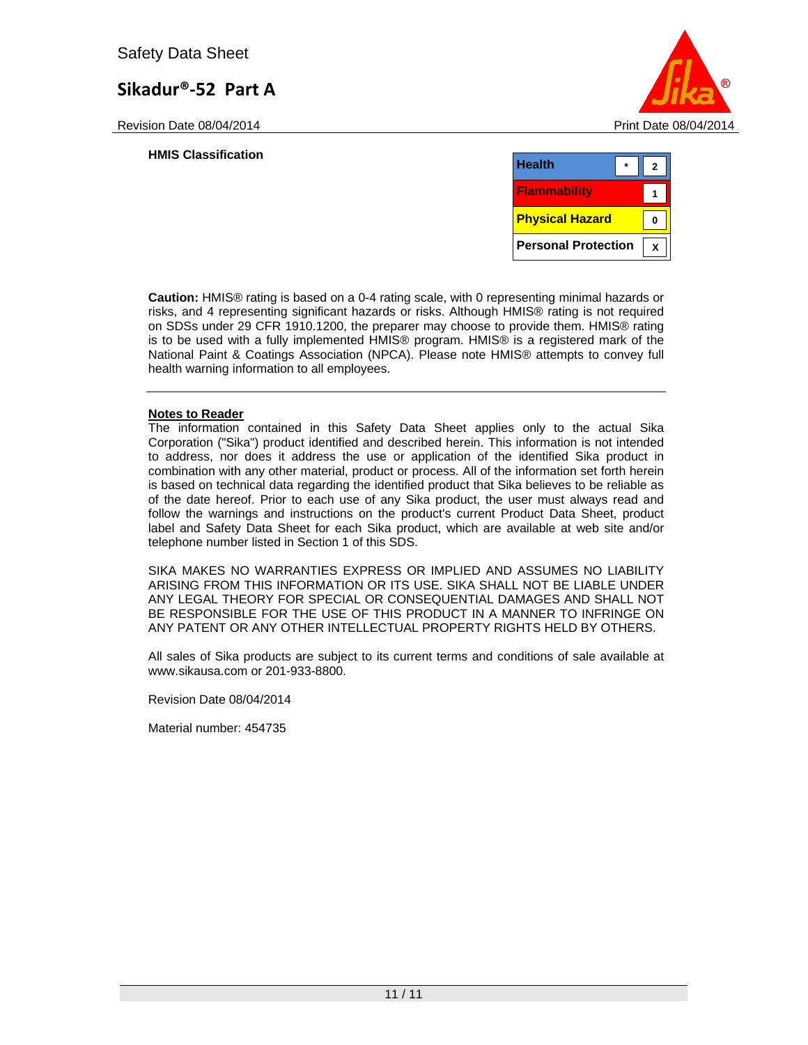**HMIS Classification**

| | | |
|---|---|---|
| Health | * | 2 |
| Flammability | | 1 |
| Physical Hazard | | 0 |
| Personal Protection | | X |

**Caution:** HMIS® rating is based on a 0-4 rating scale, with 0 representing minimal hazards or risks, and 4 representing significant hazards or risks. Although HMIS® rating is not required on SDSs under 29 CFR 1910.1200, the preparer may choose to provide them. HMIS® rating is to be used with a fully implemented HMIS® program. HMIS® is a registered mark of the National Paint & Coatings Association (NPCA). Please note HMIS® attempts to convey full health warning information to all employees.

---

**Notes to Reader**

The information contained in this Safety Data Sheet applies only to the actual Sika Corporation ("Sika") product identified and described herein. This information is not intended to address, nor does it address the use or application of the identified Sika product in combination with any other material, product or process. All of the information set forth herein is based on technical data regarding the identified product that Sika believes to be reliable as of the date hereof. Prior to each use of any Sika product, the user must always read and follow the warnings and instructions on the product's current Product Data Sheet, product label and Safety Data Sheet for each Sika product, which are available at web site and/or telephone number listed in Section 1 of this SDS.

SIKA MAKES NO WARRANTIES EXPRESS OR IMPLIED AND ASSUMES NO LIABILITY ARISING FROM THIS INFORMATION OR ITS USE. SIKA SHALL NOT BE LIABLE UNDER ANY LEGAL THEORY FOR SPECIAL OR CONSEQUENTIAL DAMAGES AND SHALL NOT BE RESPONSIBLE FOR THE USE OF THIS PRODUCT IN A MANNER TO INFRINGE ON ANY PATENT OR ANY OTHER INTELLECTUAL PROPERTY RIGHTS HELD BY OTHERS.

All sales of Sika products are subject to its current terms and conditions of sale available at www.sikausa.com or 201-933-8800.

Revision Date 08/04/2014

Material number: 454735